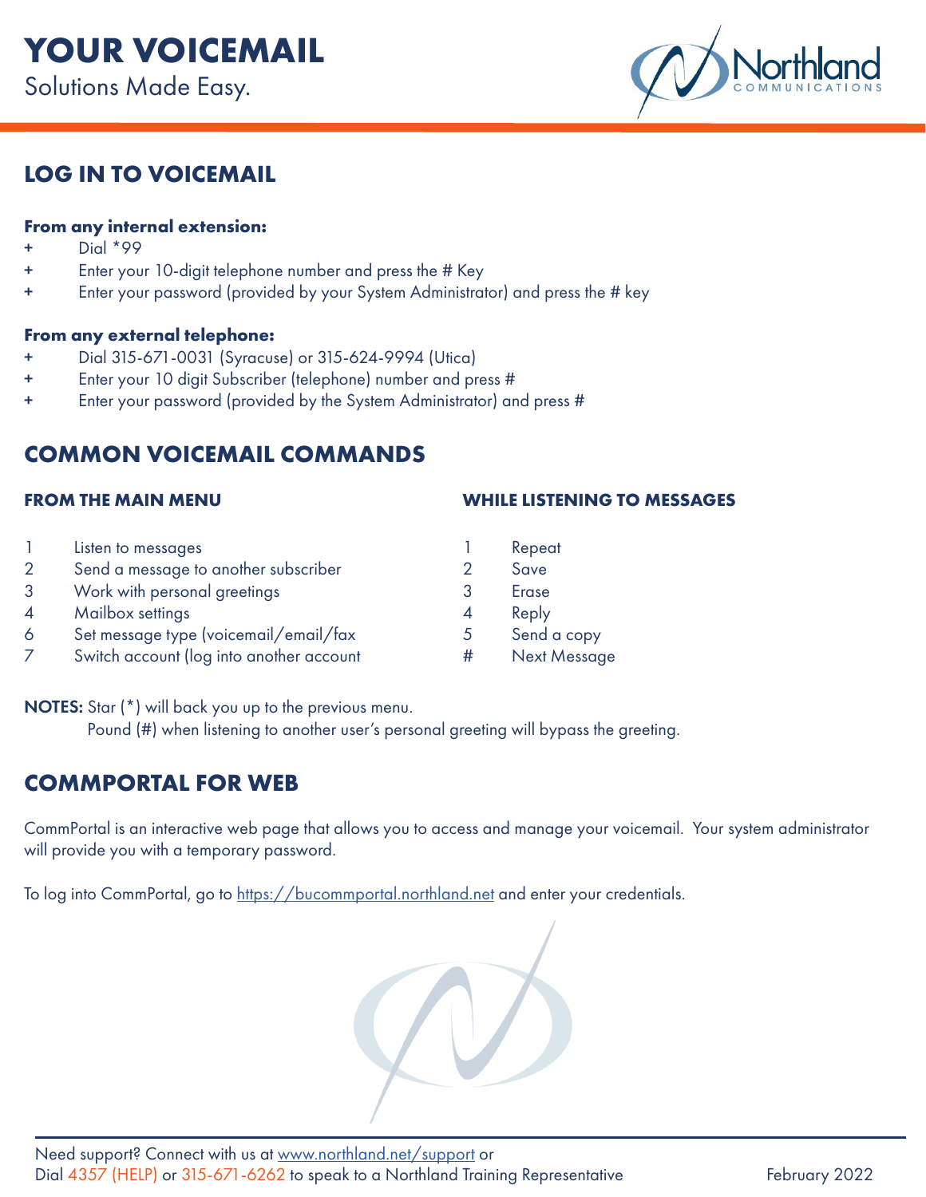# YOUR VOICEMAIL

Solutions Made Easy.

## LOG IN TO VOICEMAIL

**From any internal extension:**

- Dial *99
- Enter your 10-digit telephone number and press the # Key
- Enter your password (provided by your System Administrator) and press the # key

**From any external telephone:**

- Dial 315-671-0031 (Syracuse) or 315-624-9994 (Utica)
- Enter your 10 digit Subscriber (telephone) number and press #
- Enter your password (provided by the System Administrator) and press #

## COMMON VOICEMAIL COMMANDS

### FROM THE MAIN MENU

| | |
|---|---|
| 1 | Listen to messages |
| 2 | Send a message to another subscriber |
| 3 | Work with personal greetings |
| 4 | Mailbox settings |
| 6 | Set message type (voicemail/email/fax |
| 7 | Switch account (log into another account |

### WHILE LISTENING TO MESSAGES

| | |
|---|---|
| 1 | Repeat |
| 2 | Save |
| 3 | Erase |
| 4 | Reply |
| 5 | Send a copy |
| # | Next Message |

**NOTES:** Star (*) will back you up to the previous menu.
Pound (#) when listening to another user's personal greeting will bypass the greeting.

## COMMPORTAL FOR WEB

CommPortal is an interactive web page that allows you to access and manage your voicemail. Your system administrator will provide you with a temporary password.

To log into CommPortal, go to https://bucommportal.northland.net and enter your credentials.

Need support? Connect with us at www.northland.net/support or
Dial 4357 (HELP) or 315-671-6262 to speak to a Northland Training Representative

February 2022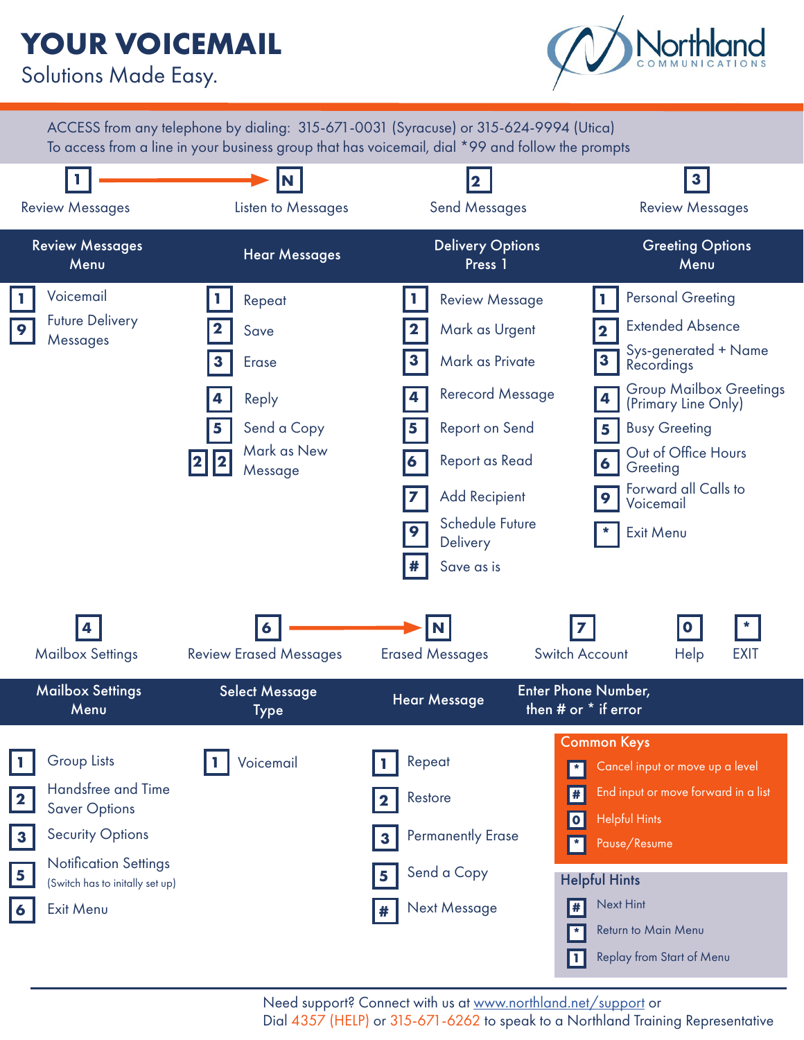# YOUR VOICEMAIL

Solutions Made Easy.

Northland COMMUNICATIONS

ACCESS from any telephone by dialing: 315-671-0031 (Syracuse) or 315-624-9994 (Utica)
To access from a line in your business group that has voicemail, dial *99 and follow the prompts

**1** Review Messages → **N** Listen to Messages | **2** Send Messages | **3** Review Messages

| Review Messages Menu | Hear Messages | Delivery Options Press 1 | Greeting Options Menu |
|---|---|---|---|
| **1** Voicemail | **1** Repeat | **1** Review Message | **1** Personal Greeting |
| **9** Future Delivery Messages | **2** Save | **2** Mark as Urgent | **2** Extended Absence |
| | **3** Erase | **3** Mark as Private | **3** Sys-generated + Name Recordings |
| | **4** Reply | **4** Rerecord Message | **4** Group Mailbox Greetings (Primary Line Only) |
| | **5** Send a Copy | **5** Report on Send | **5** Busy Greeting |
| | **2 2** Mark as New Message | **6** Report as Read | **6** Out of Office Hours Greeting |
| | | **7** Add Recipient | **9** Forward all Calls to Voicemail |
| | | **9** Schedule Future Delivery | ***** Exit Menu |
| | | **#** Save as is | |

**4** Mailbox Settings | **6** Review Erased Messages → **N** Erased Messages | **7** Switch Account | **0** Help | ***** EXIT

| Mailbox Settings Menu | Select Message Type | Hear Message | Enter Phone Number, then # or * if error |
|---|---|---|---|
| **1** Group Lists | **1** Voicemail | **1** Repeat | |
| **2** Handsfree and Time Saver Options | | **2** Restore | |
| **3** Security Options | | **3** Permanently Erase | |
| **5** Notification Settings (Switch has to initally set up) | | **5** Send a Copy | |
| **6** Exit Menu | | **#** Next Message | |

**Common Keys**

- ***** Cancel input or move up a level
- **#** End input or move forward in a list
- **0** Helpful Hints
- ***** Pause/Resume

**Helpful Hints**

- **#** Next Hint
- ***** Return to Main Menu
- **1** Replay from Start of Menu

Need support? Connect with us at www.northland.net/support or
Dial 4357 (HELP) or 315-671-6262 to speak to a Northland Training Representative